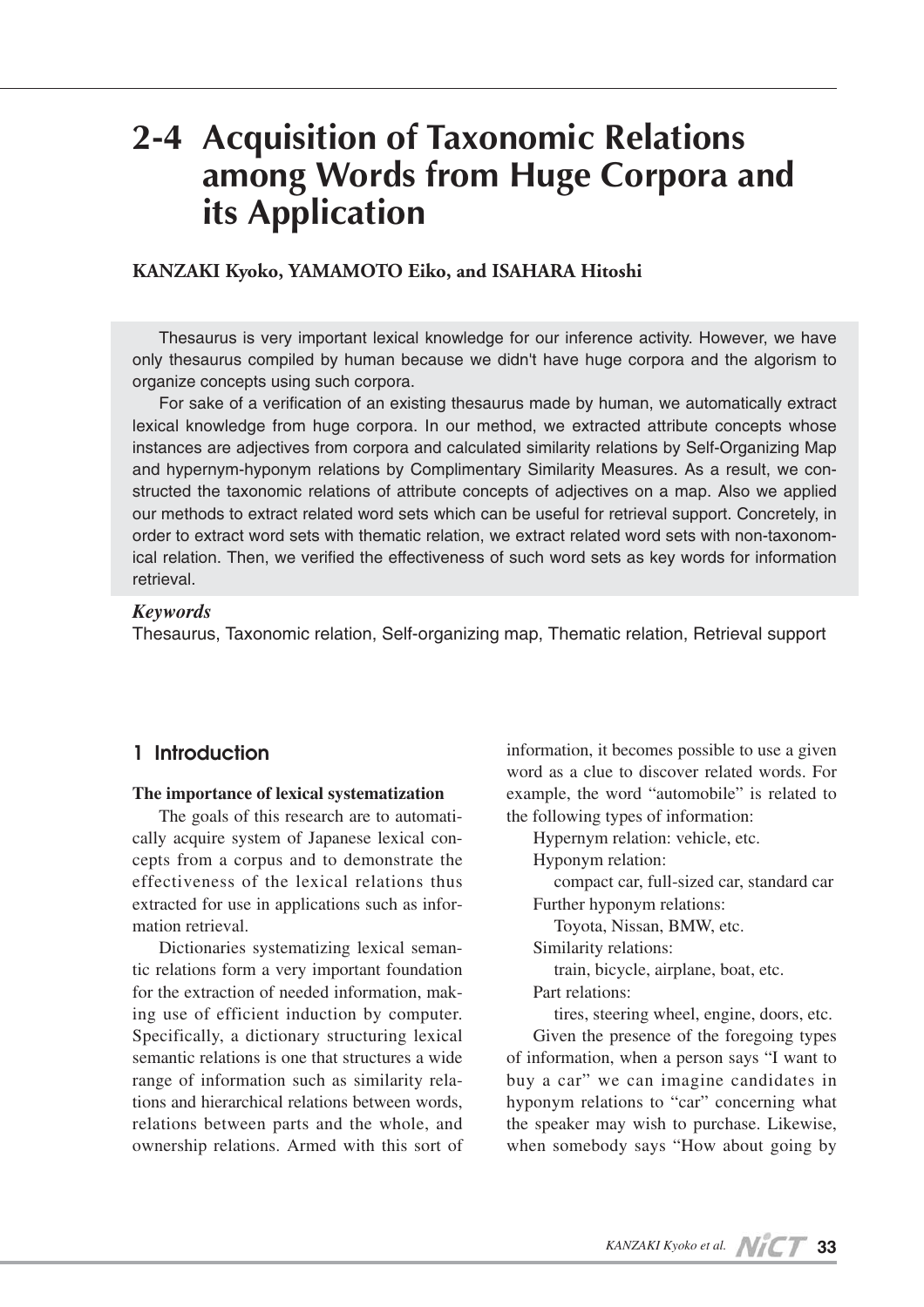# 2-4 Acquisition of Taxonomic Relations among Words from Huge Corpora and its Application

**KANZAKI Kyoko, YAMAMOTO Eiko, and ISAHARA Hitoshi**

Thesaurus is very important lexical knowledge for our inference activity. However, we have only thesaurus compiled by human because we didn't have huge corpora and the algorism to organize concepts using such corpora.

For sake of a verification of an existing thesaurus made by human, we automatically extract lexical knowledge from huge corpora. In our method, we extracted attribute concepts whose instances are adjectives from corpora and calculated similarity relations by Self-Organizing Map and hypernym-hyponym relations by Complimentary Similarity Measures. As a result, we constructed the taxonomic relations of attribute concepts of adjectives on a map. Also we applied our methods to extract related word sets which can be useful for retrieval support. Concretely, in order to extract word sets with thematic relation, we extract related word sets with non-taxonomical relation. Then, we verified the effectiveness of such word sets as key words for information retrieval.

***Keywords***

Thesaurus, Taxonomic relation, Self-organizing map, Thematic relation, Retrieval support

## 1 Introduction

**The importance of lexical systematization**

The goals of this research are to automatically acquire system of Japanese lexical concepts from a corpus and to demonstrate the effectiveness of the lexical relations thus extracted for use in applications such as information retrieval.

Dictionaries systematizing lexical semantic relations form a very important foundation for the extraction of needed information, making use of efficient induction by computer. Specifically, a dictionary structuring lexical semantic relations is one that structures a wide range of information such as similarity relations and hierarchical relations between words, relations between parts and the whole, and ownership relations. Armed with this sort of information, it becomes possible to use a given word as a clue to discover related words. For example, the word "automobile" is related to the following types of information:

Hypernym relation: vehicle, etc.

Hyponym relation:

compact car, full-sized car, standard car

Further hyponym relations:

Toyota, Nissan, BMW, etc.

Similarity relations:

train, bicycle, airplane, boat, etc.

Part relations:

tires, steering wheel, engine, doors, etc.

Given the presence of the foregoing types of information, when a person says "I want to buy a car" we can imagine candidates in hyponym relations to "car" concerning what the speaker may wish to purchase. Likewise, when somebody says "How about going by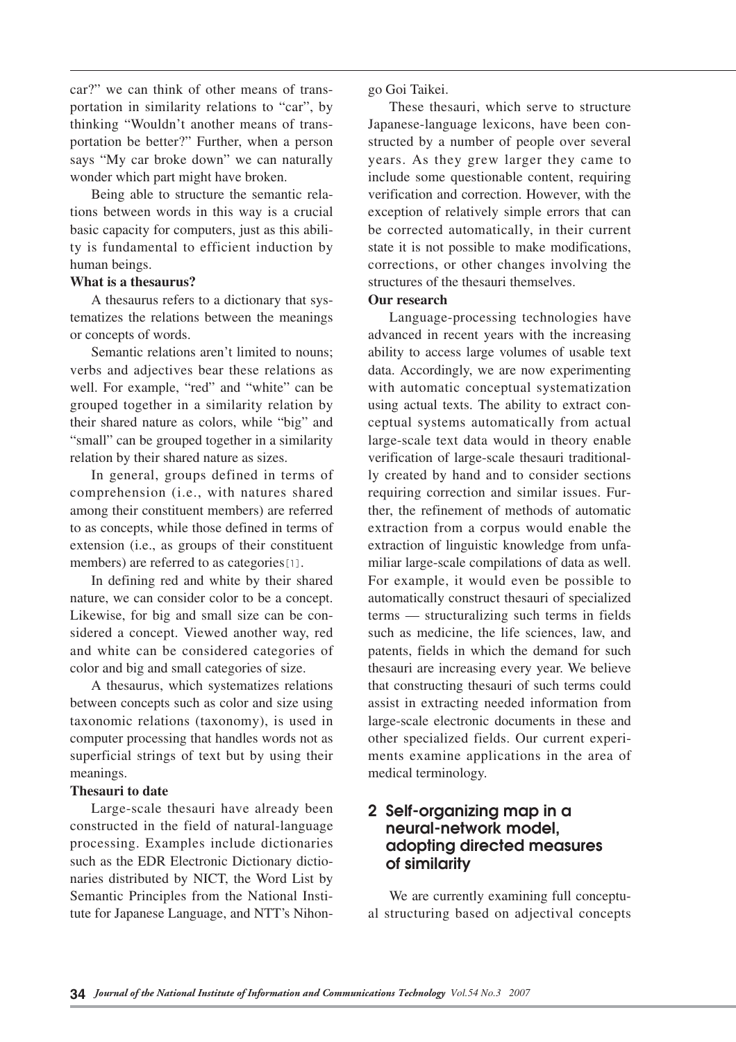car?" we can think of other means of transportation in similarity relations to "car", by thinking "Wouldn't another means of transportation be better?" Further, when a person says "My car broke down" we can naturally wonder which part might have broken.

Being able to structure the semantic relations between words in this way is a crucial basic capacity for computers, just as this ability is fundamental to efficient induction by human beings.

**What is a thesaurus?**

A thesaurus refers to a dictionary that systematizes the relations between the meanings or concepts of words.

Semantic relations aren't limited to nouns; verbs and adjectives bear these relations as well. For example, "red" and "white" can be grouped together in a similarity relation by their shared nature as colors, while "big" and "small" can be grouped together in a similarity relation by their shared nature as sizes.

In general, groups defined in terms of comprehension (i.e., with natures shared among their constituent members) are referred to as concepts, while those defined in terms of extension (i.e., as groups of their constituent members) are referred to as categories[1].

In defining red and white by their shared nature, we can consider color to be a concept. Likewise, for big and small size can be considered a concept. Viewed another way, red and white can be considered categories of color and big and small categories of size.

A thesaurus, which systematizes relations between concepts such as color and size using taxonomic relations (taxonomy), is used in computer processing that handles words not as superficial strings of text but by using their meanings.

**Thesauri to date**

Large-scale thesauri have already been constructed in the field of natural-language processing. Examples include dictionaries such as the EDR Electronic Dictionary dictionaries distributed by NICT, the Word List by Semantic Principles from the National Institute for Japanese Language, and NTT's Nihongo Goi Taikei.

These thesauri, which serve to structure Japanese-language lexicons, have been constructed by a number of people over several years. As they grew larger they came to include some questionable content, requiring verification and correction. However, with the exception of relatively simple errors that can be corrected automatically, in their current state it is not possible to make modifications, corrections, or other changes involving the structures of the thesauri themselves.

**Our research**

Language-processing technologies have advanced in recent years with the increasing ability to access large volumes of usable text data. Accordingly, we are now experimenting with automatic conceptual systematization using actual texts. The ability to extract conceptual systems automatically from actual large-scale text data would in theory enable verification of large-scale thesauri traditionally created by hand and to consider sections requiring correction and similar issues. Further, the refinement of methods of automatic extraction from a corpus would enable the extraction of linguistic knowledge from unfamiliar large-scale compilations of data as well. For example, it would even be possible to automatically construct thesauri of specialized terms — structuralizing such terms in fields such as medicine, the life sciences, law, and patents, fields in which the demand for such thesauri are increasing every year. We believe that constructing thesauri of such terms could assist in extracting needed information from large-scale electronic documents in these and other specialized fields. Our current experiments examine applications in the area of medical terminology.

## 2 Self-organizing map in a neural-network model, adopting directed measures of similarity

We are currently examining full conceptual structuring based on adjectival concepts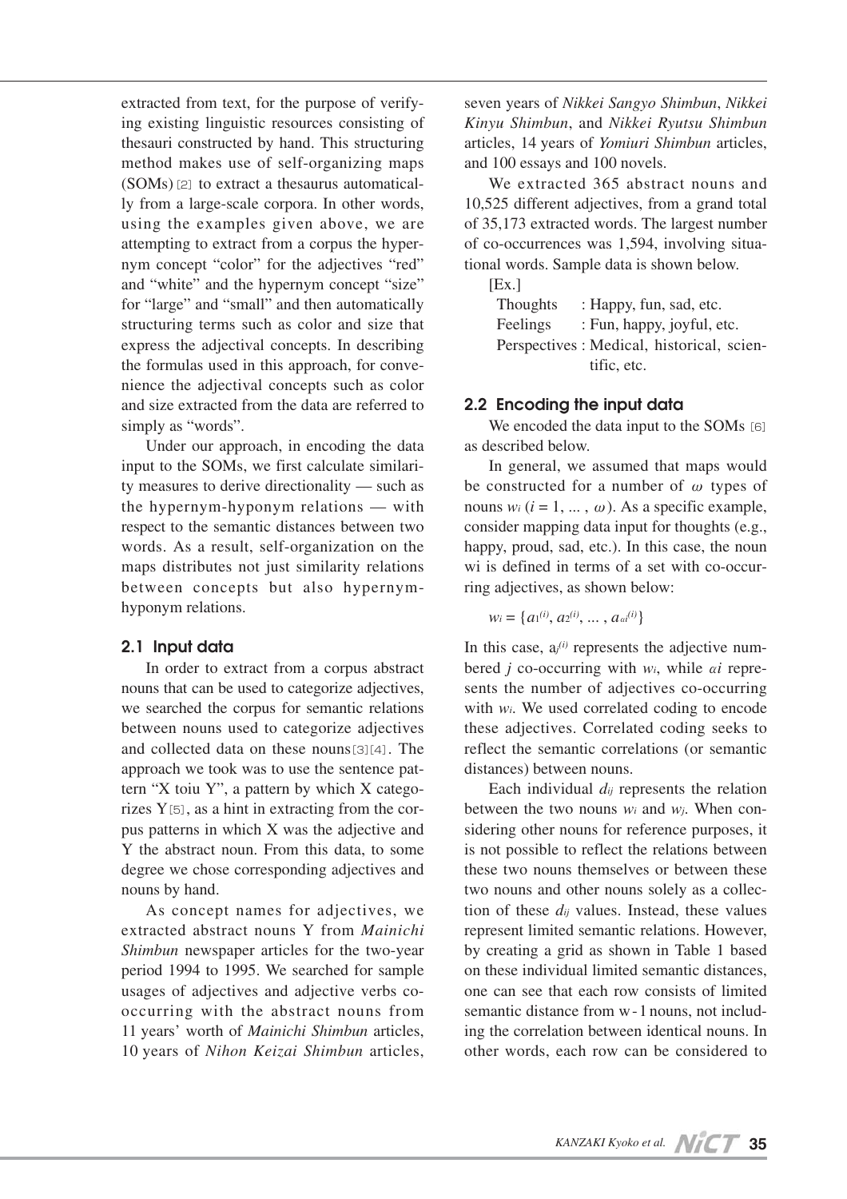extracted from text, for the purpose of verifying existing linguistic resources consisting of thesauri constructed by hand. This structuring method makes use of self-organizing maps (SOMs)[2] to extract a thesaurus automatically from a large-scale corpora. In other words, using the examples given above, we are attempting to extract from a corpus the hypernym concept "color" for the adjectives "red" and "white" and the hypernym concept "size" for "large" and "small" and then automatically structuring terms such as color and size that express the adjectival concepts. In describing the formulas used in this approach, for convenience the adjectival concepts such as color and size extracted from the data are referred to simply as "words".

Under our approach, in encoding the data input to the SOMs, we first calculate similarity measures to derive directionality — such as the hypernym-hyponym relations — with respect to the semantic distances between two words. As a result, self-organization on the maps distributes not just similarity relations between concepts but also hypernym-hyponym relations.

## 2.1 Input data

In order to extract from a corpus abstract nouns that can be used to categorize adjectives, we searched the corpus for semantic relations between nouns used to categorize adjectives and collected data on these nouns[3][4]. The approach we took was to use the sentence pattern "X toiu Y", a pattern by which X categorizes Y[5], as a hint in extracting from the corpus patterns in which X was the adjective and Y the abstract noun. From this data, to some degree we chose corresponding adjectives and nouns by hand.

As concept names for adjectives, we extracted abstract nouns Y from *Mainichi Shimbun* newspaper articles for the two-year period 1994 to 1995. We searched for sample usages of adjectives and adjective verbs co-occurring with the abstract nouns from 11 years' worth of *Mainichi Shimbun* articles, 10 years of *Nihon Keizai Shimbun* articles, seven years of *Nikkei Sangyo Shimbun*, *Nikkei Kinyu Shimbun*, and *Nikkei Ryutsu Shimbun* articles, 14 years of *Yomiuri Shimbun* articles, and 100 essays and 100 novels.

We extracted 365 abstract nouns and 10,525 different adjectives, from a grand total of 35,173 extracted words. The largest number of co-occurrences was 1,594, involving situational words. Sample data is shown below.

[Ex.]

Thoughts : Happy, fun, sad, etc.
Feelings : Fun, happy, joyful, etc.
Perspectives : Medical, historical, scientific, etc.

## 2.2 Encoding the input data

We encoded the data input to the SOMs[6] as described below.

In general, we assumed that maps would be constructed for a number of $\omega$ types of nouns $w_i$ ($i = 1, \ldots, \omega$). As a specific example, consider mapping data input for thoughts (e.g., happy, proud, sad, etc.). In this case, the noun wi is defined in terms of a set with co-occurring adjectives, as shown below:

$$w_i = \{a_1^{(i)}, a_2^{(i)}, \ldots, a_{\alpha i}^{(i)}\}$$

In this case, $a_j^{(i)}$ represents the adjective numbered $j$ co-occurring with $w_i$, while $\alpha i$ represents the number of adjectives co-occurring with $w_i$. We used correlated coding to encode these adjectives. Correlated coding seeks to reflect the semantic correlations (or semantic distances) between nouns.

Each individual $d_{ij}$ represents the relation between the two nouns $w_i$ and $w_j$. When considering other nouns for reference purposes, it is not possible to reflect the relations between these two nouns themselves or between these two nouns and other nouns solely as a collection of these $d_{ij}$ values. Instead, these values represent limited semantic relations. However, by creating a grid as shown in Table 1 based on these individual limited semantic distances, one can see that each row consists of limited semantic distance from w-1 nouns, not including the correlation between identical nouns. In other words, each row can be considered to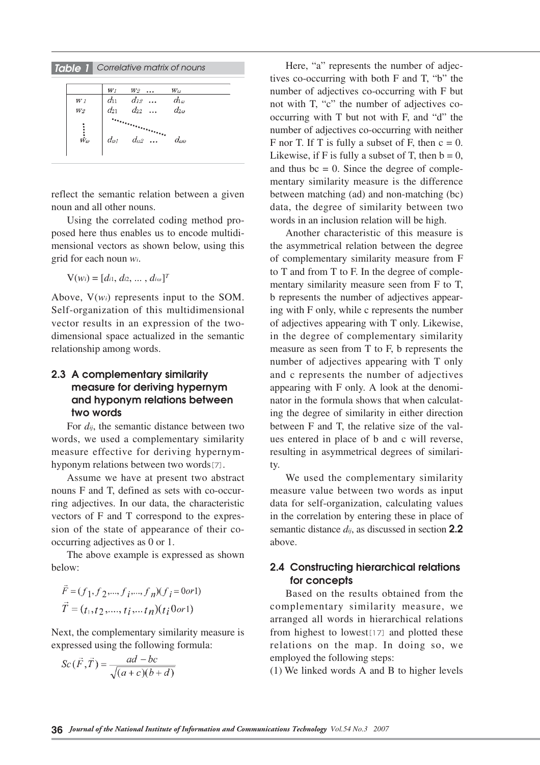**Table 1** Correlative matrix of nouns

| | $w_1$ | $w_2$ … | $w_\omega$ |
|---|---|---|---|
| $w_1$ | $d_{11}$ | $d_{12}$ … | $d_{1\omega}$ |
| $w_2$ | $d_{21}$ | $d_{22}$ … | $d_{2\omega}$ |
| ⋮ | | ⋱ | |
| $w_\omega$ | $d_{\omega 1}$ | $d_{\omega 2}$ … | $d_{\omega\omega}$ |

reflect the semantic relation between a given noun and all other nouns.

Using the correlated coding method proposed here thus enables us to encode multidimensional vectors as shown below, using this grid for each noun $w_i$.

$$V(w_i) = [d_{i1}, d_{i2}, \ldots, d_{i\omega}]^T$$

Above, $V(w_i)$ represents input to the SOM. Self-organization of this multidimensional vector results in an expression of the two-dimensional space actualized in the semantic relationship among words.

### 2.3 A complementary similarity measure for deriving hypernym and hyponym relations between two words

For $d_{ij}$, the semantic distance between two words, we used a complementary similarity measure effective for deriving hypernym-hyponym relations between two words[7].

Assume we have at present two abstract nouns F and T, defined as sets with co-occurring adjectives. In our data, the characteristic vectors of F and T correspond to the expression of the state of appearance of their co-occurring adjectives as 0 or 1.

The above example is expressed as shown below:

$$\vec{F} = (f_1, f_2, \ldots, f_i, \ldots, f_n)(f_i = 0 or 1)$$
$$\vec{T} = (t_1, t_2, \ldots, t_i, \ldots t_n)(t_i 0 or 1)$$

Next, the complementary similarity measure is expressed using the following formula:

$$Sc(\vec{F}, \vec{T}) = \frac{ad - bc}{\sqrt{(a+c)(b+d)}}$$

Here, "a" represents the number of adjectives co-occurring with both F and T, "b" the number of adjectives co-occurring with F but not with T, "c" the number of adjectives co-occurring with T but not with F, and "d" the number of adjectives co-occurring with neither F nor T. If T is fully a subset of F, then c = 0. Likewise, if F is fully a subset of T, then b = 0, and thus bc = 0. Since the degree of complementary similarity measure is the difference between matching (ad) and non-matching (bc) data, the degree of similarity between two words in an inclusion relation will be high.

Another characteristic of this measure is the asymmetrical relation between the degree of complementary similarity measure from F to T and from T to F. In the degree of complementary similarity measure seen from F to T, b represents the number of adjectives appearing with F only, while c represents the number of adjectives appearing with T only. Likewise, in the degree of complementary similarity measure as seen from T to F, b represents the number of adjectives appearing with T only and c represents the number of adjectives appearing with F only. A look at the denominator in the formula shows that when calculating the degree of similarity in either direction between F and T, the relative size of the values entered in place of b and c will reverse, resulting in asymmetrical degrees of similarity.

We used the complementary similarity measure value between two words as input data for self-organization, calculating values in the correlation by entering these in place of semantic distance $d_{ij}$, as discussed in section **2.2** above.

### 2.4 Constructing hierarchical relations for concepts

Based on the results obtained from the complementary similarity measure, we arranged all words in hierarchical relations from highest to lowest[17] and plotted these relations on the map. In doing so, we employed the following steps:

(1) We linked words A and B to higher levels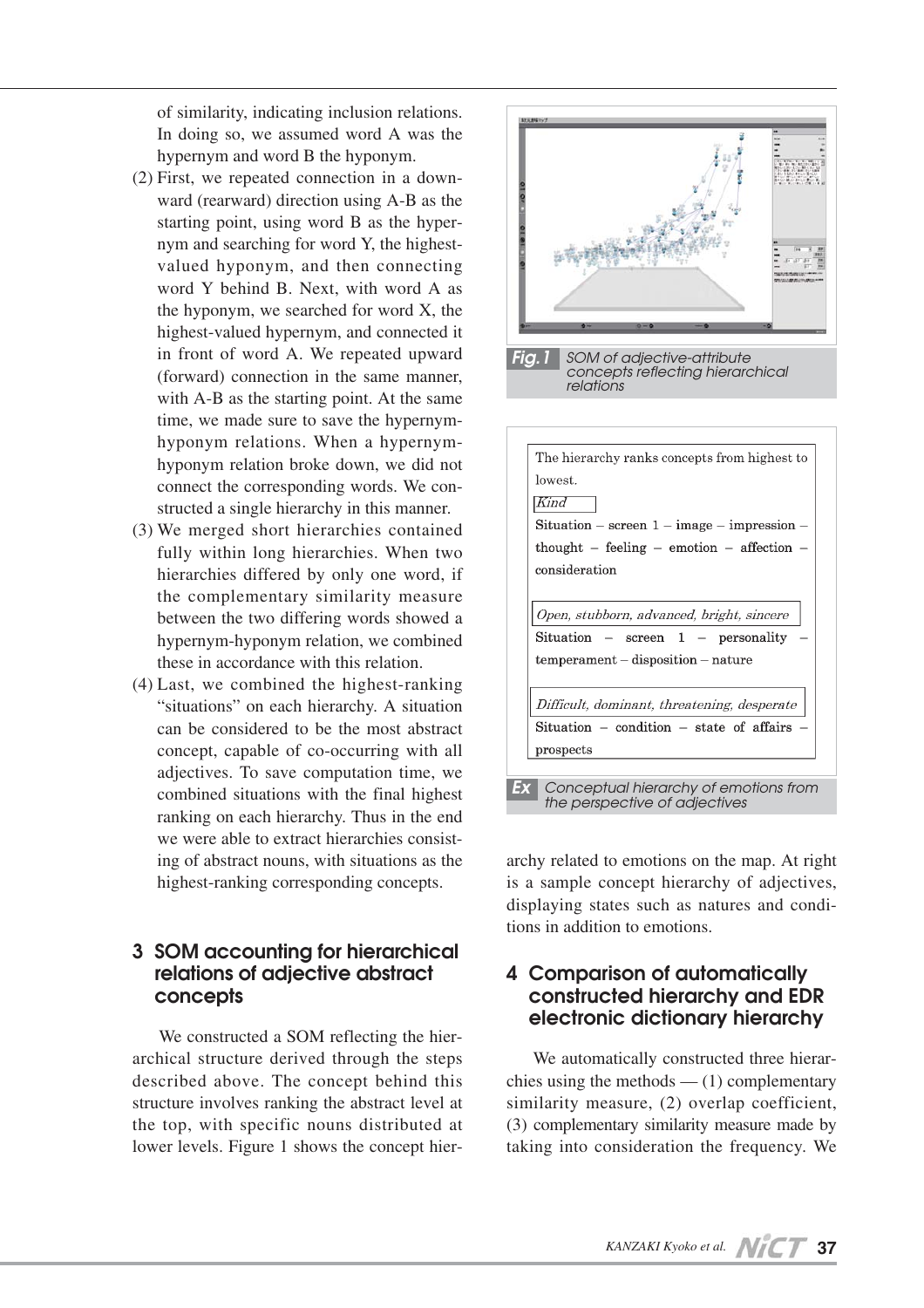of similarity, indicating inclusion relations. In doing so, we assumed word A was the hypernym and word B the hyponym.

(2) First, we repeated connection in a downward (rearward) direction using A-B as the starting point, using word B as the hypernym and searching for word Y, the highest-valued hyponym, and then connecting word Y behind B. Next, with word A as the hyponym, we searched for word X, the highest-valued hypernym, and connected it in front of word A. We repeated upward (forward) connection in the same manner, with A-B as the starting point. At the same time, we made sure to save the hypernym-hyponym relations. When a hypernym-hyponym relation broke down, we did not connect the corresponding words. We constructed a single hierarchy in this manner.

(3) We merged short hierarchies contained fully within long hierarchies. When two hierarchies differed by only one word, if the complementary similarity measure between the two differing words showed a hypernym-hyponym relation, we combined these in accordance with this relation.

(4) Last, we combined the highest-ranking "situations" on each hierarchy. A situation can be considered to be the most abstract concept, capable of co-occurring with all adjectives. To save computation time, we combined situations with the final highest ranking on each hierarchy. Thus in the end we were able to extract hierarchies consisting of abstract nouns, with situations as the highest-ranking corresponding concepts.

## 3 SOM accounting for hierarchical relations of adjective abstract concepts

We constructed a SOM reflecting the hierarchical structure derived through the steps described above. The concept behind this structure involves ranking the abstract level at the top, with specific nouns distributed at lower levels. Figure 1 shows the concept hierarchy related to emotions on the map. At right is a sample concept hierarchy of adjectives, displaying states such as natures and conditions in addition to emotions.

**Fig. 1** SOM of adjective-attribute concepts reflecting hierarchical relations

The hierarchy ranks concepts from highest to lowest.

*Kind*

Situation – screen 1 – image – impression – thought – feeling – emotion – affection – consideration

*Open, stubborn, advanced, bright, sincere*

Situation – screen 1 – personality – temperament – disposition – nature

*Difficult, dominant, threatening, desperate*

Situation – condition – state of affairs – prospects

**Ex** Conceptual hierarchy of emotions from the perspective of adjectives

## 4 Comparison of automatically constructed hierarchy and EDR electronic dictionary hierarchy

We automatically constructed three hierarchies using the methods — (1) complementary similarity measure, (2) overlap coefficient, (3) complementary similarity measure made by taking into consideration the frequency. We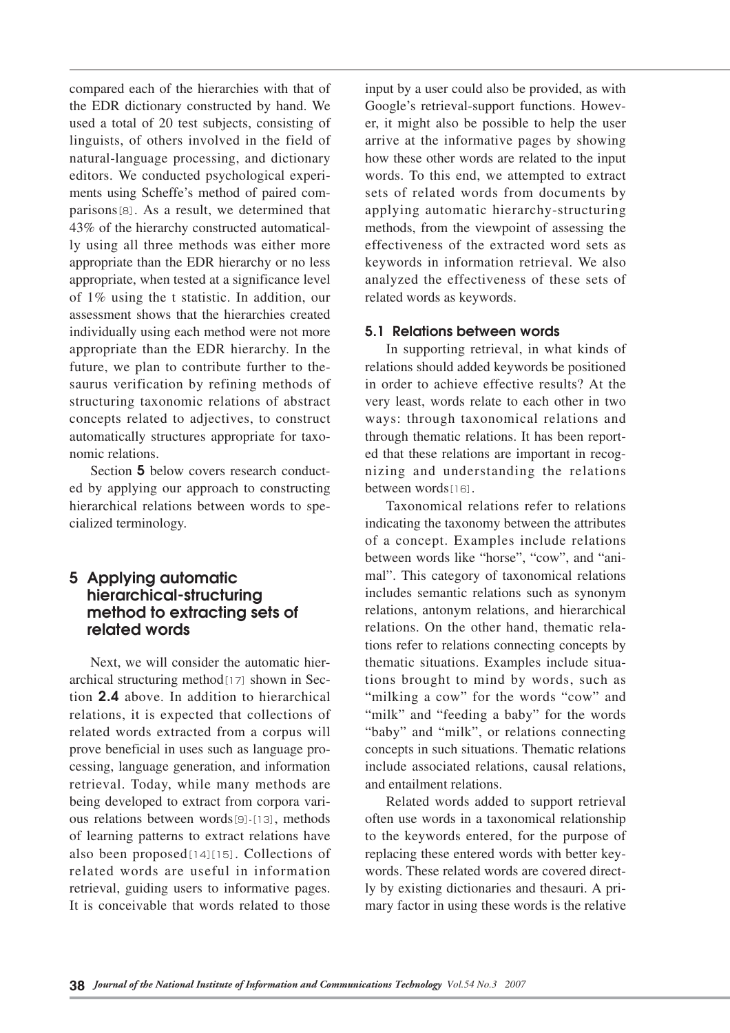compared each of the hierarchies with that of the EDR dictionary constructed by hand. We used a total of 20 test subjects, consisting of linguists, of others involved in the field of natural-language processing, and dictionary editors. We conducted psychological experiments using Scheffe's method of paired comparisons[8]. As a result, we determined that 43% of the hierarchy constructed automatically using all three methods was either more appropriate than the EDR hierarchy or no less appropriate, when tested at a significance level of 1% using the t statistic. In addition, our assessment shows that the hierarchies created individually using each method were not more appropriate than the EDR hierarchy. In the future, we plan to contribute further to thesaurus verification by refining methods of structuring taxonomic relations of abstract concepts related to adjectives, to construct automatically structures appropriate for taxonomic relations.

Section **5** below covers research conducted by applying our approach to constructing hierarchical relations between words to specialized terminology.

## 5 Applying automatic hierarchical-structuring method to extracting sets of related words

Next, we will consider the automatic hierarchical structuring method[17] shown in Section **2.4** above. In addition to hierarchical relations, it is expected that collections of related words extracted from a corpus will prove beneficial in uses such as language processing, language generation, and information retrieval. Today, while many methods are being developed to extract from corpora various relations between words[9]-[13], methods of learning patterns to extract relations have also been proposed[14][15]. Collections of related words are useful in information retrieval, guiding users to informative pages. It is conceivable that words related to those input by a user could also be provided, as with Google's retrieval-support functions. However, it might also be possible to help the user arrive at the informative pages by showing how these other words are related to the input words. To this end, we attempted to extract sets of related words from documents by applying automatic hierarchy-structuring methods, from the viewpoint of assessing the effectiveness of the extracted word sets as keywords in information retrieval. We also analyzed the effectiveness of these sets of related words as keywords.

### 5.1 Relations between words

In supporting retrieval, in what kinds of relations should added keywords be positioned in order to achieve effective results? At the very least, words relate to each other in two ways: through taxonomical relations and through thematic relations. It has been reported that these relations are important in recognizing and understanding the relations between words[16].

Taxonomical relations refer to relations indicating the taxonomy between the attributes of a concept. Examples include relations between words like "horse", "cow", and "animal". This category of taxonomical relations includes semantic relations such as synonym relations, antonym relations, and hierarchical relations. On the other hand, thematic relations refer to relations connecting concepts by thematic situations. Examples include situations brought to mind by words, such as "milking a cow" for the words "cow" and "milk" and "feeding a baby" for the words "baby" and "milk", or relations connecting concepts in such situations. Thematic relations include associated relations, causal relations, and entailment relations.

Related words added to support retrieval often use words in a taxonomical relationship to the keywords entered, for the purpose of replacing these entered words with better keywords. These related words are covered directly by existing dictionaries and thesauri. A primary factor in using these words is the relative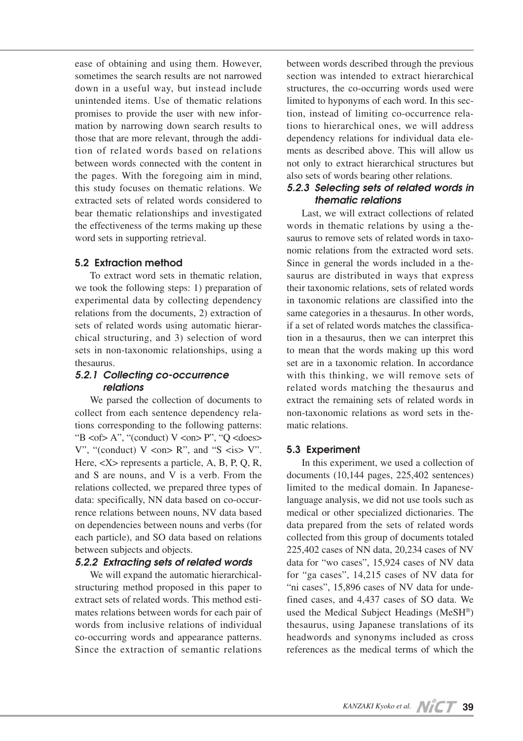ease of obtaining and using them. However, sometimes the search results are not narrowed down in a useful way, but instead include unintended items. Use of thematic relations promises to provide the user with new information by narrowing down search results to those that are more relevant, through the addition of related words based on relations between words connected with the content in the pages. With the foregoing aim in mind, this study focuses on thematic relations. We extracted sets of related words considered to bear thematic relationships and investigated the effectiveness of the terms making up these word sets in supporting retrieval.

## 5.2 Extraction method

To extract word sets in thematic relation, we took the following steps: 1) preparation of experimental data by collecting dependency relations from the documents, 2) extraction of sets of related words using automatic hierarchical structuring, and 3) selection of word sets in non-taxonomic relationships, using a thesaurus.

### 5.2.1 Collecting co-occurrence relations

We parsed the collection of documents to collect from each sentence dependency relations corresponding to the following patterns: "B <of> A", "(conduct) V <on> P", "Q <does> V", "(conduct) V <on> R", and "S <is> V". Here, <X> represents a particle, A, B, P, Q, R, and S are nouns, and V is a verb. From the relations collected, we prepared three types of data: specifically, NN data based on co-occurrence relations between nouns, NV data based on dependencies between nouns and verbs (for each particle), and SO data based on relations between subjects and objects.

### 5.2.2 Extracting sets of related words

We will expand the automatic hierarchical-structuring method proposed in this paper to extract sets of related words. This method estimates relations between words for each pair of words from inclusive relations of individual co-occurring words and appearance patterns. Since the extraction of semantic relations between words described through the previous section was intended to extract hierarchical structures, the co-occurring words used were limited to hyponyms of each word. In this section, instead of limiting co-occurrence relations to hierarchical ones, we will address dependency relations for individual data elements as described above. This will allow us not only to extract hierarchical structures but also sets of words bearing other relations.

### 5.2.3 Selecting sets of related words in thematic relations

Last, we will extract collections of related words in thematic relations by using a thesaurus to remove sets of related words in taxonomic relations from the extracted word sets. Since in general the words included in a thesaurus are distributed in ways that express their taxonomic relations, sets of related words in taxonomic relations are classified into the same categories in a thesaurus. In other words, if a set of related words matches the classification in a thesaurus, then we can interpret this to mean that the words making up this word set are in a taxonomic relation. In accordance with this thinking, we will remove sets of related words matching the thesaurus and extract the remaining sets of related words in non-taxonomic relations as word sets in thematic relations.

## 5.3 Experiment

In this experiment, we used a collection of documents (10,144 pages, 225,402 sentences) limited to the medical domain. In Japanese-language analysis, we did not use tools such as medical or other specialized dictionaries. The data prepared from the sets of related words collected from this group of documents totaled 225,402 cases of NN data, 20,234 cases of NV data for "wo cases", 15,924 cases of NV data for "ga cases", 14,215 cases of NV data for "ni cases", 15,896 cases of NV data for undefined cases, and 4,437 cases of SO data. We used the Medical Subject Headings (MeSH®) thesaurus, using Japanese translations of its headwords and synonyms included as cross references as the medical terms of which the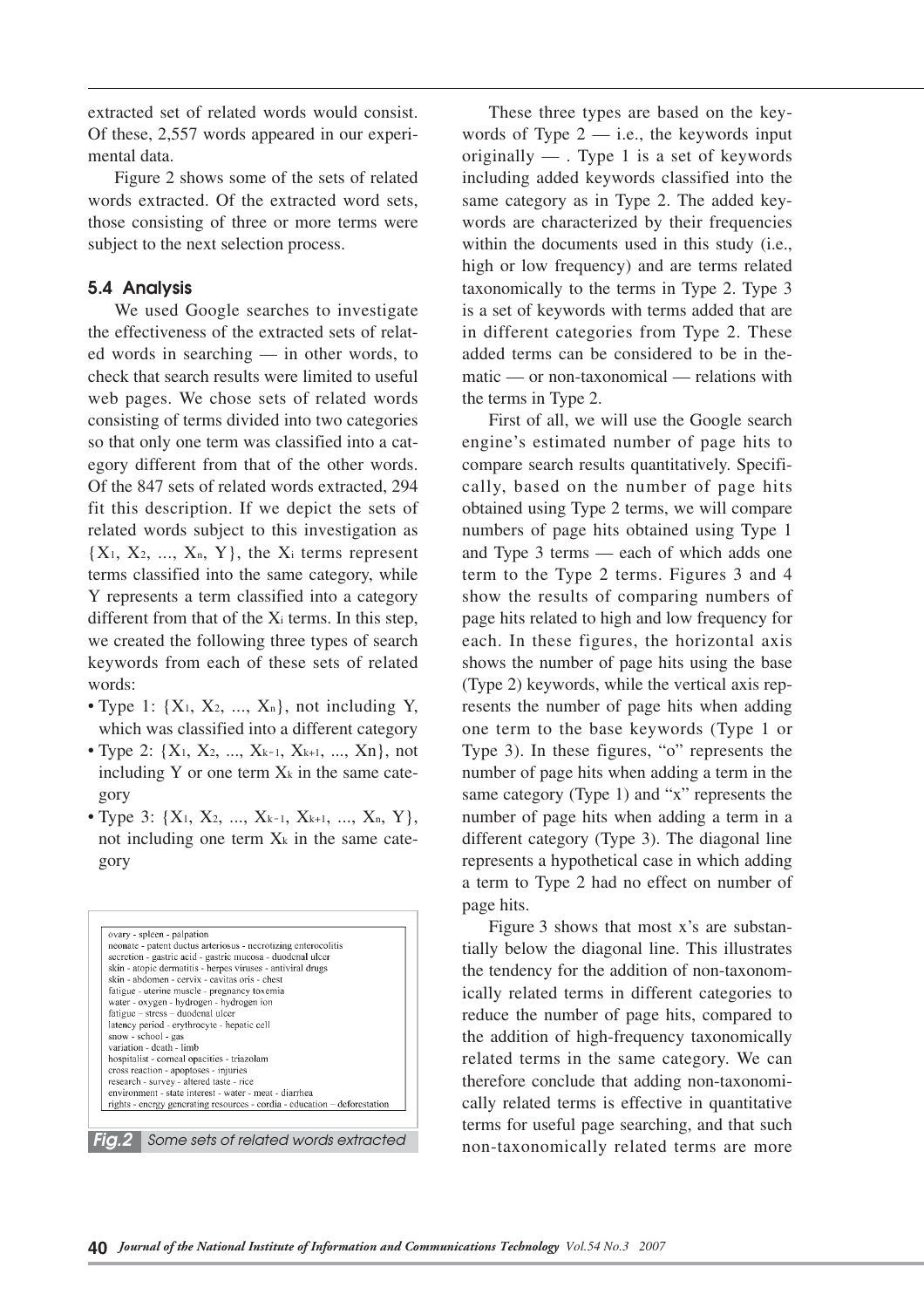extracted set of related words would consist. Of these, 2,557 words appeared in our experimental data.

Figure 2 shows some of the sets of related words extracted. Of the extracted word sets, those consisting of three or more terms were subject to the next selection process.

### 5.4 Analysis

We used Google searches to investigate the effectiveness of the extracted sets of related words in searching — in other words, to check that search results were limited to useful web pages. We chose sets of related words consisting of terms divided into two categories so that only one term was classified into a category different from that of the other words. Of the 847 sets of related words extracted, 294 fit this description. If we depict the sets of related words subject to this investigation as $\{X_1, X_2, ..., X_n, Y\}$, the $X_i$ terms represent terms classified into the same category, while Y represents a term classified into a category different from that of the $X_i$ terms. In this step, we created the following three types of search keywords from each of these sets of related words:

- Type 1: $\{X_1, X_2, ..., X_n\}$, not including Y, which was classified into a different category
- Type 2: $\{X_1, X_2, ..., X_{k-1}, X_{k+1}, ..., X_n\}$, not including Y or one term $X_k$ in the same category
- Type 3: $\{X_1, X_2, ..., X_{k-1}, X_{k+1}, ..., X_n, Y\}$, not including one term $X_k$ in the same category

```
ovary - spleen - palpation
neonate - patent ductus arteriosus - necrotizing enterocolitis
secretion - gastric acid - gastric mucosa - duodenal ulcer
skin - atopic dermatitis - herpes viruses - antiviral drugs
skin - abdomen - cervix - cavitas oris - chest
fatigue - uterine muscle - pregnancy toxemia
water - oxygen - hydrogen - hydrogen ion
fatigue – stress – duodenal ulcer
latency period - erythrocyte - hepatic cell
snow - school - gas
variation - death - limb
hospitalist - corneal opacities - triazolam
cross reaction - apoptoses - injuries
research - survey - altered taste - rice
environment - state interest - water - meat - diarrhea
rights - energy generating resources - cordia - education – deforestation
```

**Fig.2** Some sets of related words extracted

These three types are based on the keywords of Type 2 — i.e., the keywords input originally — . Type 1 is a set of keywords including added keywords classified into the same category as in Type 2. The added keywords are characterized by their frequencies within the documents used in this study (i.e., high or low frequency) and are terms related taxonomically to the terms in Type 2. Type 3 is a set of keywords with terms added that are in different categories from Type 2. These added terms can be considered to be in thematic — or non-taxonomical — relations with the terms in Type 2.

First of all, we will use the Google search engine's estimated number of page hits to compare search results quantitatively. Specifically, based on the number of page hits obtained using Type 2 terms, we will compare numbers of page hits obtained using Type 1 and Type 3 terms — each of which adds one term to the Type 2 terms. Figures 3 and 4 show the results of comparing numbers of page hits related to high and low frequency for each. In these figures, the horizontal axis shows the number of page hits using the base (Type 2) keywords, while the vertical axis represents the number of page hits when adding one term to the base keywords (Type 1 or Type 3). In these figures, "o" represents the number of page hits when adding a term in the same category (Type 1) and "x" represents the number of page hits when adding a term in a different category (Type 3). The diagonal line represents a hypothetical case in which adding a term to Type 2 had no effect on number of page hits.

Figure 3 shows that most x's are substantially below the diagonal line. This illustrates the tendency for the addition of non-taxonomically related terms in different categories to reduce the number of page hits, compared to the addition of high-frequency taxonomically related terms in the same category. We can therefore conclude that adding non-taxonomically related terms is effective in quantitative terms for useful page searching, and that such non-taxonomically related terms are more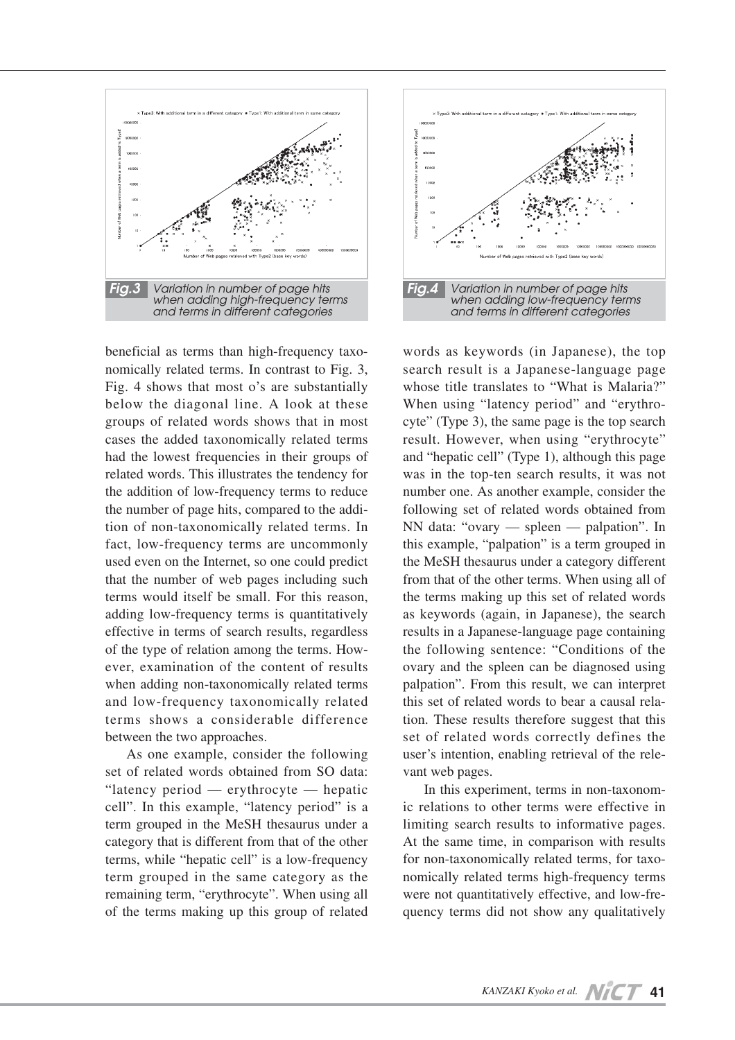Fig.3 Variation in number of page hits when adding high-frequency terms and terms in different categories

Fig.4 Variation in number of page hits when adding low-frequency terms and terms in different categories

beneficial as terms than high-frequency taxonomically related terms. In contrast to Fig. 3, Fig. 4 shows that most o's are substantially below the diagonal line. A look at these groups of related words shows that in most cases the added taxonomically related terms had the lowest frequencies in their groups of related words. This illustrates the tendency for the addition of low-frequency terms to reduce the number of page hits, compared to the addition of non-taxonomically related terms. In fact, low-frequency terms are uncommonly used even on the Internet, so one could predict that the number of web pages including such terms would itself be small. For this reason, adding low-frequency terms is quantitatively effective in terms of search results, regardless of the type of relation among the terms. However, examination of the content of results when adding non-taxonomically related terms and low-frequency taxonomically related terms shows a considerable difference between the two approaches.

As one example, consider the following set of related words obtained from SO data: "latency period — erythrocyte — hepatic cell". In this example, "latency period" is a term grouped in the MeSH thesaurus under a category that is different from that of the other terms, while "hepatic cell" is a low-frequency term grouped in the same category as the remaining term, "erythrocyte". When using all of the terms making up this group of related words as keywords (in Japanese), the top search result is a Japanese-language page whose title translates to "What is Malaria?" When using "latency period" and "erythrocyte" (Type 3), the same page is the top search result. However, when using "erythrocyte" and "hepatic cell" (Type 1), although this page was in the top-ten search results, it was not number one. As another example, consider the following set of related words obtained from NN data: "ovary — spleen — palpation". In this example, "palpation" is a term grouped in the MeSH thesaurus under a category different from that of the other terms. When using all of the terms making up this set of related words as keywords (again, in Japanese), the search results in a Japanese-language page containing the following sentence: "Conditions of the ovary and the spleen can be diagnosed using palpation". From this result, we can interpret this set of related words to bear a causal relation. These results therefore suggest that this set of related words correctly defines the user's intention, enabling retrieval of the relevant web pages.

In this experiment, terms in non-taxonomic relations to other terms were effective in limiting search results to informative pages. At the same time, in comparison with results for non-taxonomically related terms, for taxonomically related terms high-frequency terms were not quantitatively effective, and low-frequency terms did not show any qualitatively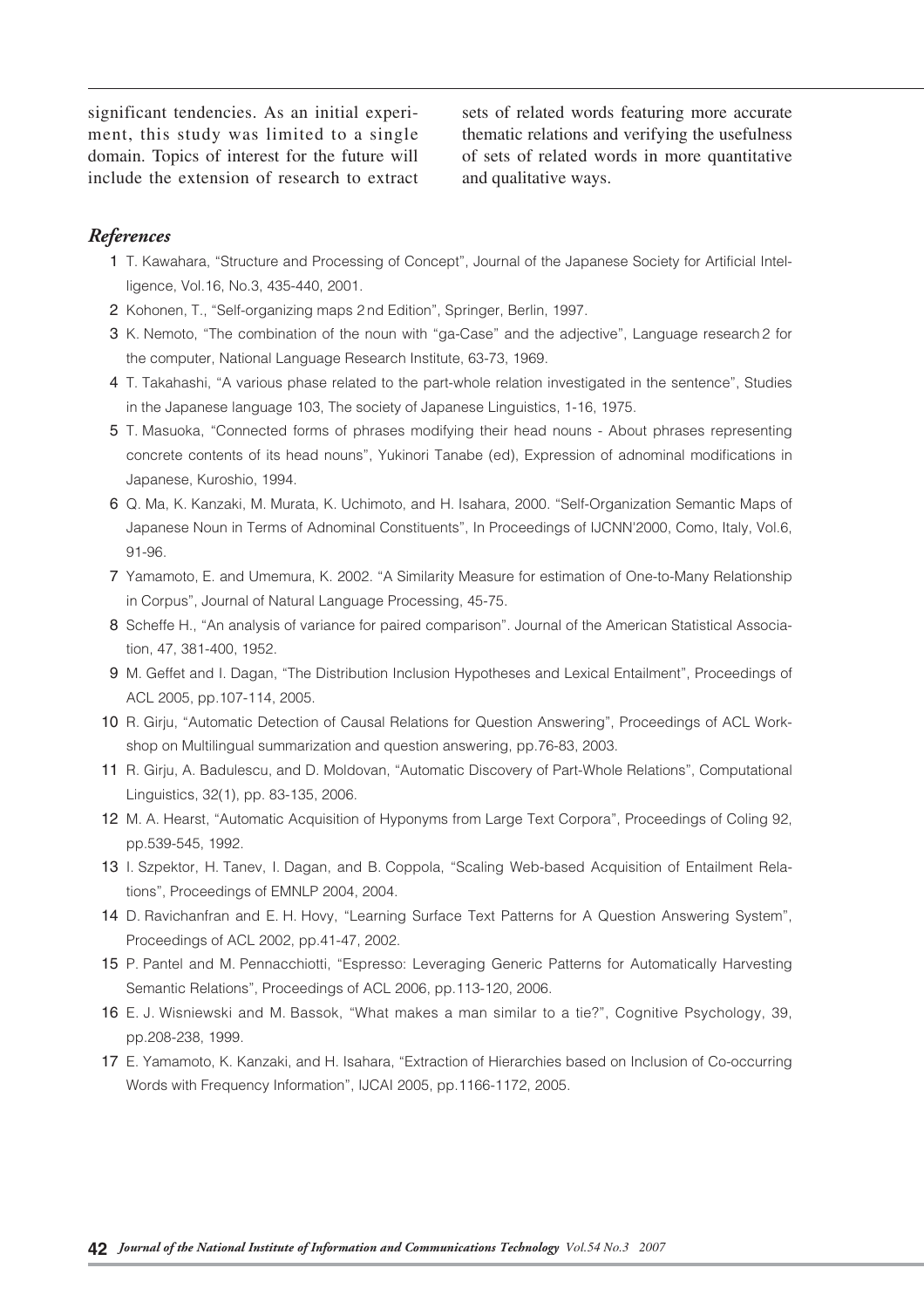significant tendencies. As an initial experiment, this study was limited to a single domain. Topics of interest for the future will include the extension of research to extract sets of related words featuring more accurate thematic relations and verifying the usefulness of sets of related words in more quantitative and qualitative ways.

## *References*

1. T. Kawahara, "Structure and Processing of Concept", Journal of the Japanese Society for Artificial Intelligence, Vol.16, No.3, 435-440, 2001.
2. Kohonen, T., "Self-organizing maps 2nd Edition", Springer, Berlin, 1997.
3. K. Nemoto, "The combination of the noun with "ga-Case" and the adjective", Language research 2 for the computer, National Language Research Institute, 63-73, 1969.
4. T. Takahashi, "A various phase related to the part-whole relation investigated in the sentence", Studies in the Japanese language 103, The society of Japanese Linguistics, 1-16, 1975.
5. T. Masuoka, "Connected forms of phrases modifying their head nouns - About phrases representing concrete contents of its head nouns", Yukinori Tanabe (ed), Expression of adnominal modifications in Japanese, Kuroshio, 1994.
6. Q. Ma, K. Kanzaki, M. Murata, K. Uchimoto, and H. Isahara, 2000. "Self-Organization Semantic Maps of Japanese Noun in Terms of Adnominal Constituents", In Proceedings of IJCNN'2000, Como, Italy, Vol.6, 91-96.
7. Yamamoto, E. and Umemura, K. 2002. "A Similarity Measure for estimation of One-to-Many Relationship in Corpus", Journal of Natural Language Processing, 45-75.
8. Scheffe H., "An analysis of variance for paired comparison". Journal of the American Statistical Association, 47, 381-400, 1952.
9. M. Geffet and I. Dagan, "The Distribution Inclusion Hypotheses and Lexical Entailment", Proceedings of ACL 2005, pp.107-114, 2005.
10. R. Girju, "Automatic Detection of Causal Relations for Question Answering", Proceedings of ACL Workshop on Multilingual summarization and question answering, pp.76-83, 2003.
11. R. Girju, A. Badulescu, and D. Moldovan, "Automatic Discovery of Part-Whole Relations", Computational Linguistics, 32(1), pp. 83-135, 2006.
12. M. A. Hearst, "Automatic Acquisition of Hyponyms from Large Text Corpora", Proceedings of Coling 92, pp.539-545, 1992.
13. I. Szpektor, H. Tanev, I. Dagan, and B. Coppola, "Scaling Web-based Acquisition of Entailment Relations", Proceedings of EMNLP 2004, 2004.
14. D. Ravichanfran and E. H. Hovy, "Learning Surface Text Patterns for A Question Answering System", Proceedings of ACL 2002, pp.41-47, 2002.
15. P. Pantel and M. Pennacchiotti, "Espresso: Leveraging Generic Patterns for Automatically Harvesting Semantic Relations", Proceedings of ACL 2006, pp.113-120, 2006.
16. E. J. Wisniewski and M. Bassok, "What makes a man similar to a tie?", Cognitive Psychology, 39, pp.208-238, 1999.
17. E. Yamamoto, K. Kanzaki, and H. Isahara, "Extraction of Hierarchies based on Inclusion of Co-occurring Words with Frequency Information", IJCAI 2005, pp.1166-1172, 2005.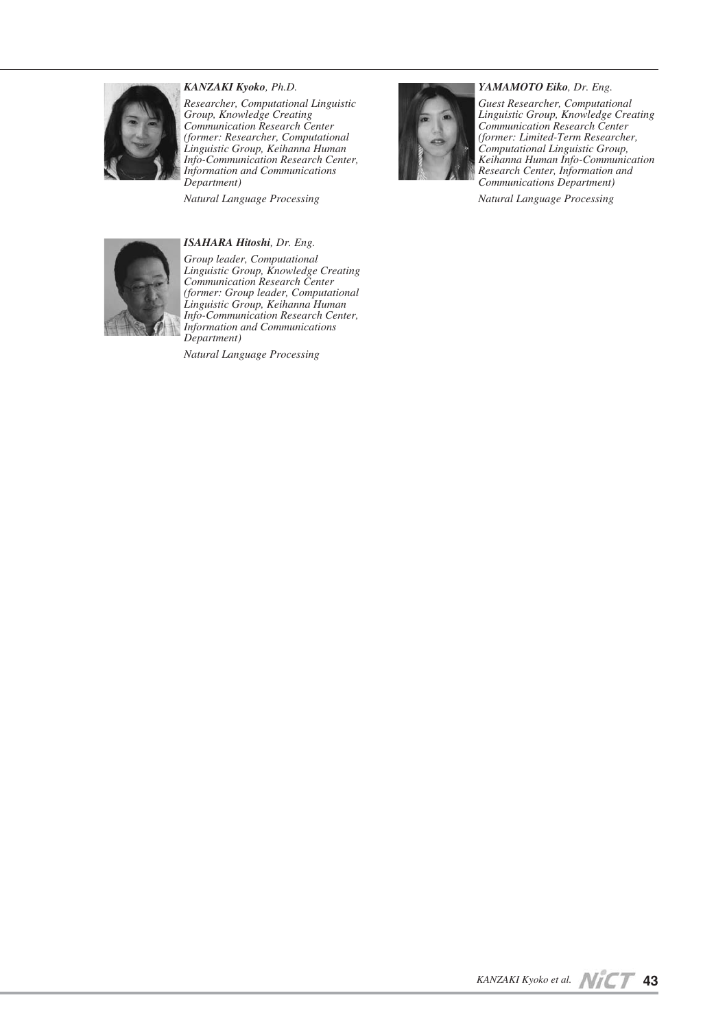***KANZAKI Kyoko**, Ph.D.*

*Researcher, Computational Linguistic Group, Knowledge Creating Communication Research Center (former: Researcher, Computational Linguistic Group, Keihanna Human Info-Communication Research Center, Information and Communications Department)*

*Natural Language Processing*

***ISAHARA Hitoshi**, Dr. Eng.*

*Group leader, Computational Linguistic Group, Knowledge Creating Communication Research Center (former: Group leader, Computational Linguistic Group, Keihanna Human Info-Communication Research Center, Information and Communications Department)*

*Natural Language Processing*

***YAMAMOTO Eiko**, Dr. Eng.*

*Guest Researcher, Computational Linguistic Group, Knowledge Creating Communication Research Center (former: Limited-Term Researcher, Computational Linguistic Group, Keihanna Human Info-Communication Research Center, Information and Communications Department)*

*Natural Language Processing*